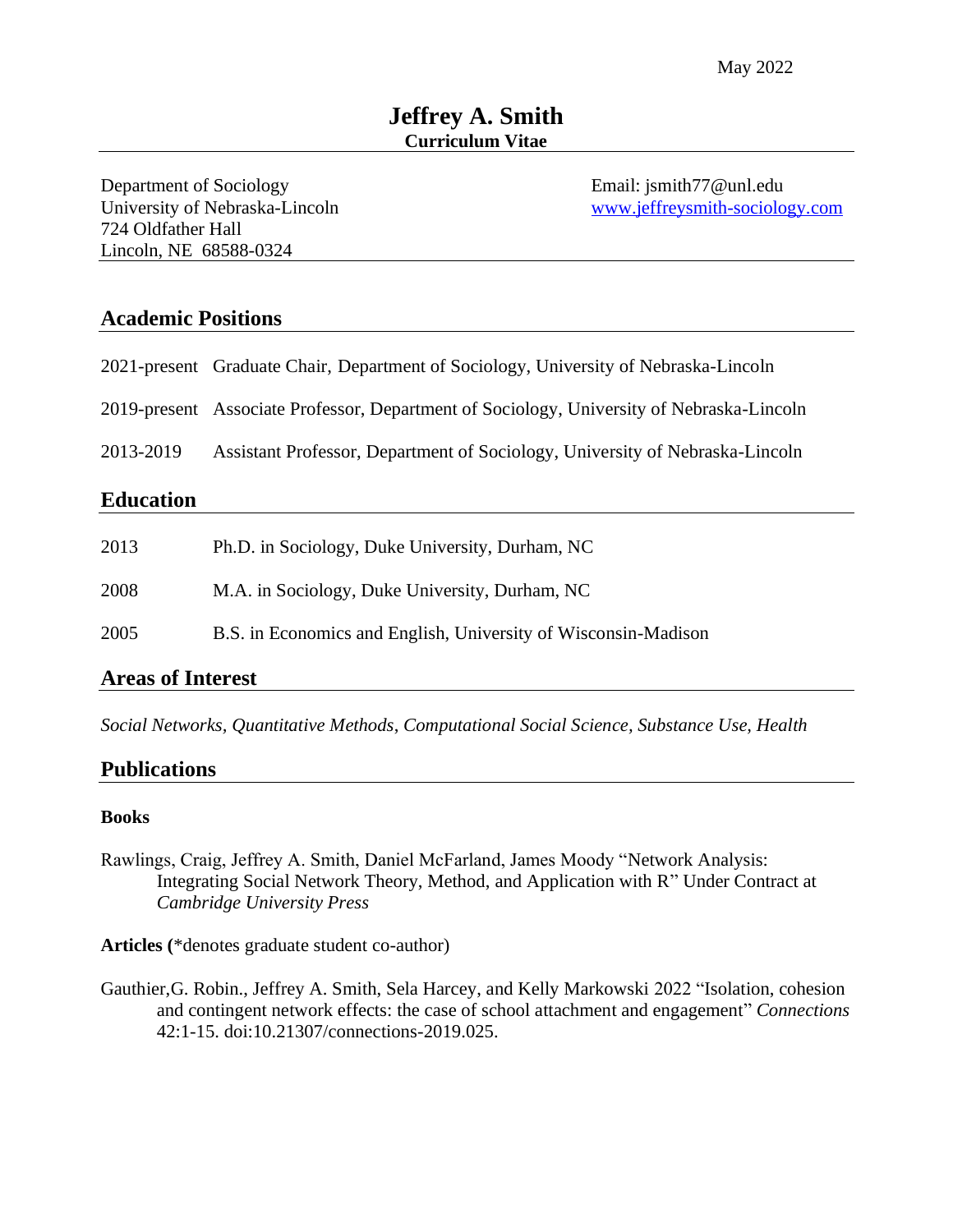May 2022

# Jeffrey A. Smith

**Curriculum Vitae**

Department of Sociology
University of Nebraska-Lincoln
724 Oldfather Hall
Lincoln, NE 68588-0324

Email: jsmith77@unl.edu
www.jeffreysmith-sociology.com

## Academic Positions

2021-present Graduate Chair, Department of Sociology, University of Nebraska-Lincoln

2019-present Associate Professor, Department of Sociology, University of Nebraska-Lincoln

2013-2019 Assistant Professor, Department of Sociology, University of Nebraska-Lincoln

## Education

2013 Ph.D. in Sociology, Duke University, Durham, NC

2008 M.A. in Sociology, Duke University, Durham, NC

2005 B.S. in Economics and English, University of Wisconsin-Madison

## Areas of Interest

*Social Networks, Quantitative Methods, Computational Social Science, Substance Use, Health*

## Publications

### Books

Rawlings, Craig, Jeffrey A. Smith, Daniel McFarland, James Moody "Network Analysis: Integrating Social Network Theory, Method, and Application with R" Under Contract at *Cambridge University Press*

**Articles (**\*denotes graduate student co-author)

Gauthier,G. Robin., Jeffrey A. Smith, Sela Harcey, and Kelly Markowski 2022 "Isolation, cohesion and contingent network effects: the case of school attachment and engagement" *Connections* 42:1-15. doi:10.21307/connections-2019.025.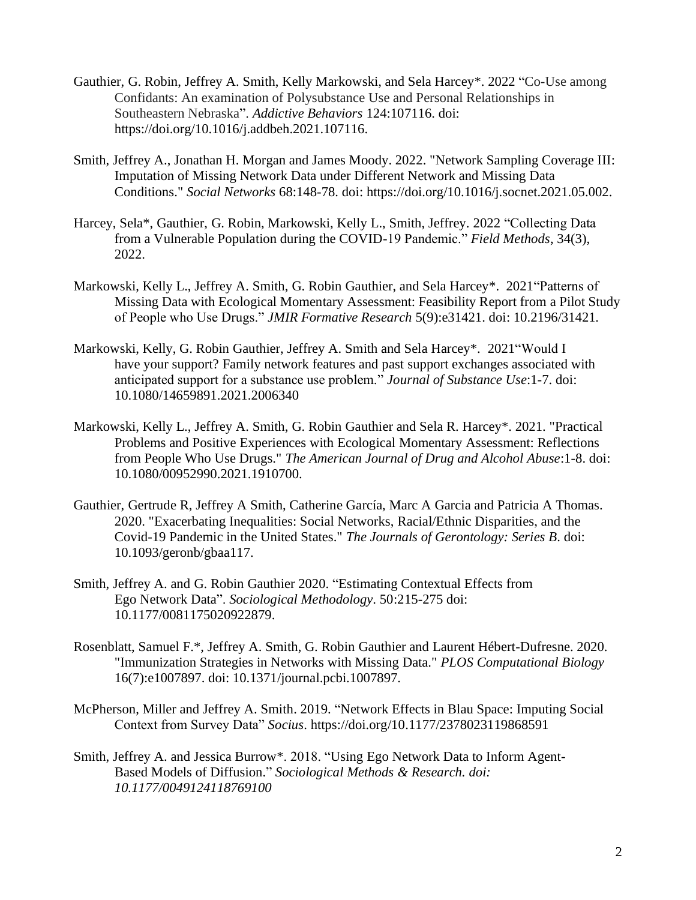Gauthier, G. Robin, Jeffrey A. Smith, Kelly Markowski, and Sela Harcey*. 2022 "Co-Use among Confidants: An examination of Polysubstance Use and Personal Relationships in Southeastern Nebraska". *Addictive Behaviors* 124:107116. doi: https://doi.org/10.1016/j.addbeh.2021.107116.

Smith, Jeffrey A., Jonathan H. Morgan and James Moody. 2022. "Network Sampling Coverage III: Imputation of Missing Network Data under Different Network and Missing Data Conditions." *Social Networks* 68:148-78. doi: https://doi.org/10.1016/j.socnet.2021.05.002.

Harcey, Sela*, Gauthier, G. Robin, Markowski, Kelly L., Smith, Jeffrey. 2022 "Collecting Data from a Vulnerable Population during the COVID-19 Pandemic." *Field Methods*, 34(3), 2022.

Markowski, Kelly L., Jeffrey A. Smith, G. Robin Gauthier, and Sela Harcey*. 2021"Patterns of Missing Data with Ecological Momentary Assessment: Feasibility Report from a Pilot Study of People who Use Drugs." *JMIR Formative Research* 5(9):e31421. doi: 10.2196/31421.

Markowski, Kelly, G. Robin Gauthier, Jeffrey A. Smith and Sela Harcey*. 2021"Would I have your support? Family network features and past support exchanges associated with anticipated support for a substance use problem." *Journal of Substance Use*:1-7. doi: 10.1080/14659891.2021.2006340

Markowski, Kelly L., Jeffrey A. Smith, G. Robin Gauthier and Sela R. Harcey*. 2021. "Practical Problems and Positive Experiences with Ecological Momentary Assessment: Reflections from People Who Use Drugs." *The American Journal of Drug and Alcohol Abuse*:1-8. doi: 10.1080/00952990.2021.1910700.

Gauthier, Gertrude R, Jeffrey A Smith, Catherine García, Marc A Garcia and Patricia A Thomas. 2020. "Exacerbating Inequalities: Social Networks, Racial/Ethnic Disparities, and the Covid-19 Pandemic in the United States." *The Journals of Gerontology: Series B*. doi: 10.1093/geronb/gbaa117.

Smith, Jeffrey A. and G. Robin Gauthier 2020. "Estimating Contextual Effects from Ego Network Data". *Sociological Methodology*. 50:215-275 doi: 10.1177/0081175020922879.

Rosenblatt, Samuel F.*, Jeffrey A. Smith, G. Robin Gauthier and Laurent Hébert-Dufresne. 2020. "Immunization Strategies in Networks with Missing Data." *PLOS Computational Biology* 16(7):e1007897. doi: 10.1371/journal.pcbi.1007897.

McPherson, Miller and Jeffrey A. Smith. 2019. "Network Effects in Blau Space: Imputing Social Context from Survey Data" *Socius*. https://doi.org/10.1177/2378023119868591

Smith, Jeffrey A. and Jessica Burrow*. 2018. "Using Ego Network Data to Inform Agent-Based Models of Diffusion." *Sociological Methods & Research. doi: 10.1177/0049124118769100*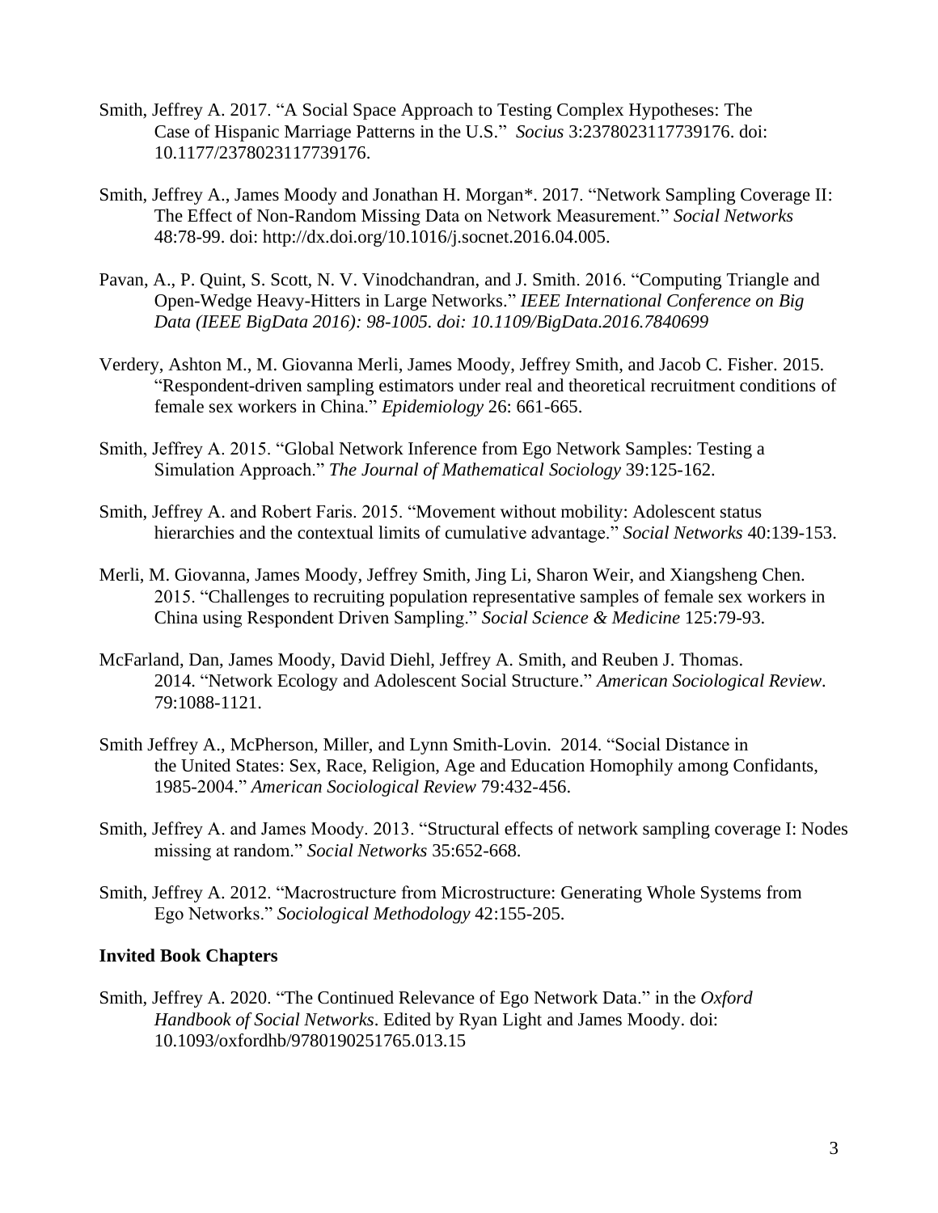Smith, Jeffrey A. 2017. "A Social Space Approach to Testing Complex Hypotheses: The Case of Hispanic Marriage Patterns in the U.S." *Socius* 3:2378023117739176. doi: 10.1177/2378023117739176.

Smith, Jeffrey A., James Moody and Jonathan H. Morgan*. 2017. "Network Sampling Coverage II: The Effect of Non-Random Missing Data on Network Measurement." *Social Networks* 48:78-99. doi: http://dx.doi.org/10.1016/j.socnet.2016.04.005.

Pavan, A., P. Quint, S. Scott, N. V. Vinodchandran, and J. Smith. 2016. "Computing Triangle and Open-Wedge Heavy-Hitters in Large Networks." *IEEE International Conference on Big Data (IEEE BigData 2016): 98-1005. doi: 10.1109/BigData.2016.7840699*

Verdery, Ashton M., M. Giovanna Merli, James Moody, Jeffrey Smith, and Jacob C. Fisher. 2015. "Respondent-driven sampling estimators under real and theoretical recruitment conditions of female sex workers in China." *Epidemiology* 26: 661-665.

Smith, Jeffrey A. 2015. "Global Network Inference from Ego Network Samples: Testing a Simulation Approach." *The Journal of Mathematical Sociology* 39:125-162.

Smith, Jeffrey A. and Robert Faris. 2015. "Movement without mobility: Adolescent status hierarchies and the contextual limits of cumulative advantage." *Social Networks* 40:139-153.

Merli, M. Giovanna, James Moody, Jeffrey Smith, Jing Li, Sharon Weir, and Xiangsheng Chen. 2015. "Challenges to recruiting population representative samples of female sex workers in China using Respondent Driven Sampling." *Social Science & Medicine* 125:79-93.

McFarland, Dan, James Moody, David Diehl, Jeffrey A. Smith, and Reuben J. Thomas. 2014. "Network Ecology and Adolescent Social Structure." *American Sociological Review*. 79:1088-1121.

Smith Jeffrey A., McPherson, Miller, and Lynn Smith-Lovin. 2014. "Social Distance in the United States: Sex, Race, Religion, Age and Education Homophily among Confidants, 1985-2004." *American Sociological Review* 79:432-456.

Smith, Jeffrey A. and James Moody. 2013. "Structural effects of network sampling coverage I: Nodes missing at random." *Social Networks* 35:652-668.

Smith, Jeffrey A. 2012. "Macrostructure from Microstructure: Generating Whole Systems from Ego Networks." *Sociological Methodology* 42:155-205.

**Invited Book Chapters**

Smith, Jeffrey A. 2020. "The Continued Relevance of Ego Network Data." in the *Oxford Handbook of Social Networks*. Edited by Ryan Light and James Moody. doi: 10.1093/oxfordhb/9780190251765.013.15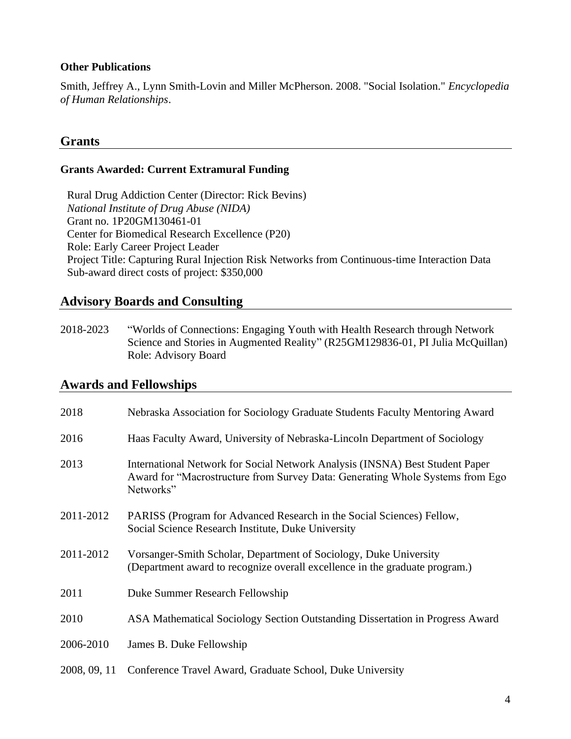### Other Publications

Smith, Jeffrey A., Lynn Smith-Lovin and Miller McPherson. 2008. "Social Isolation." *Encyclopedia of Human Relationships*.

## Grants

### Grants Awarded: Current Extramural Funding

Rural Drug Addiction Center (Director: Rick Bevins)
*National Institute of Drug Abuse (NIDA)*
Grant no. 1P20GM130461-01
Center for Biomedical Research Excellence (P20)
Role: Early Career Project Leader
Project Title: Capturing Rural Injection Risk Networks from Continuous-time Interaction Data
Sub-award direct costs of project: $350,000

## Advisory Boards and Consulting

2018-2023 "Worlds of Connections: Engaging Youth with Health Research through Network Science and Stories in Augmented Reality" (R25GM129836-01, PI Julia McQuillan)
Role: Advisory Board

## Awards and Fellowships

2018 Nebraska Association for Sociology Graduate Students Faculty Mentoring Award

2016 Haas Faculty Award, University of Nebraska-Lincoln Department of Sociology

2013 International Network for Social Network Analysis (INSNA) Best Student Paper Award for "Macrostructure from Survey Data: Generating Whole Systems from Ego Networks"

2011-2012 PARISS (Program for Advanced Research in the Social Sciences) Fellow, Social Science Research Institute, Duke University

2011-2012 Vorsanger-Smith Scholar, Department of Sociology, Duke University (Department award to recognize overall excellence in the graduate program.)

2011 Duke Summer Research Fellowship

2010 ASA Mathematical Sociology Section Outstanding Dissertation in Progress Award

2006-2010 James B. Duke Fellowship

2008, 09, 11 Conference Travel Award, Graduate School, Duke University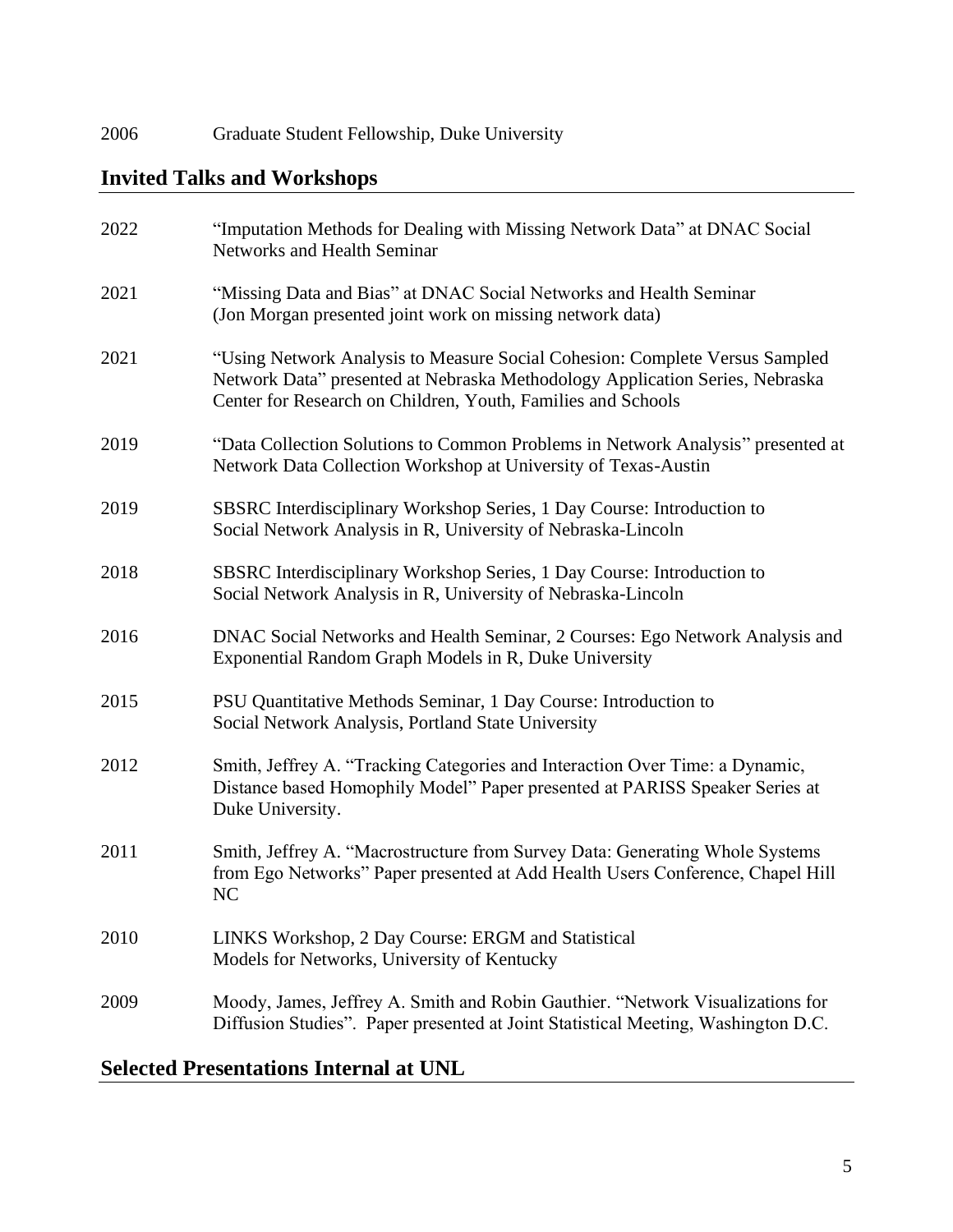2006 Graduate Student Fellowship, Duke University

## Invited Talks and Workshops

2022 "Imputation Methods for Dealing with Missing Network Data" at DNAC Social Networks and Health Seminar

2021 "Missing Data and Bias" at DNAC Social Networks and Health Seminar (Jon Morgan presented joint work on missing network data)

2021 "Using Network Analysis to Measure Social Cohesion: Complete Versus Sampled Network Data" presented at Nebraska Methodology Application Series, Nebraska Center for Research on Children, Youth, Families and Schools

2019 "Data Collection Solutions to Common Problems in Network Analysis" presented at Network Data Collection Workshop at University of Texas-Austin

2019 SBSRC Interdisciplinary Workshop Series, 1 Day Course: Introduction to Social Network Analysis in R, University of Nebraska-Lincoln

2018 SBSRC Interdisciplinary Workshop Series, 1 Day Course: Introduction to Social Network Analysis in R, University of Nebraska-Lincoln

2016 DNAC Social Networks and Health Seminar, 2 Courses: Ego Network Analysis and Exponential Random Graph Models in R, Duke University

2015 PSU Quantitative Methods Seminar, 1 Day Course: Introduction to Social Network Analysis, Portland State University

2012 Smith, Jeffrey A. "Tracking Categories and Interaction Over Time: a Dynamic, Distance based Homophily Model" Paper presented at PARISS Speaker Series at Duke University.

2011 Smith, Jeffrey A. "Macrostructure from Survey Data: Generating Whole Systems from Ego Networks" Paper presented at Add Health Users Conference, Chapel Hill NC

2010 LINKS Workshop, 2 Day Course: ERGM and Statistical Models for Networks, University of Kentucky

2009 Moody, James, Jeffrey A. Smith and Robin Gauthier. "Network Visualizations for Diffusion Studies". Paper presented at Joint Statistical Meeting, Washington D.C.

## Selected Presentations Internal at UNL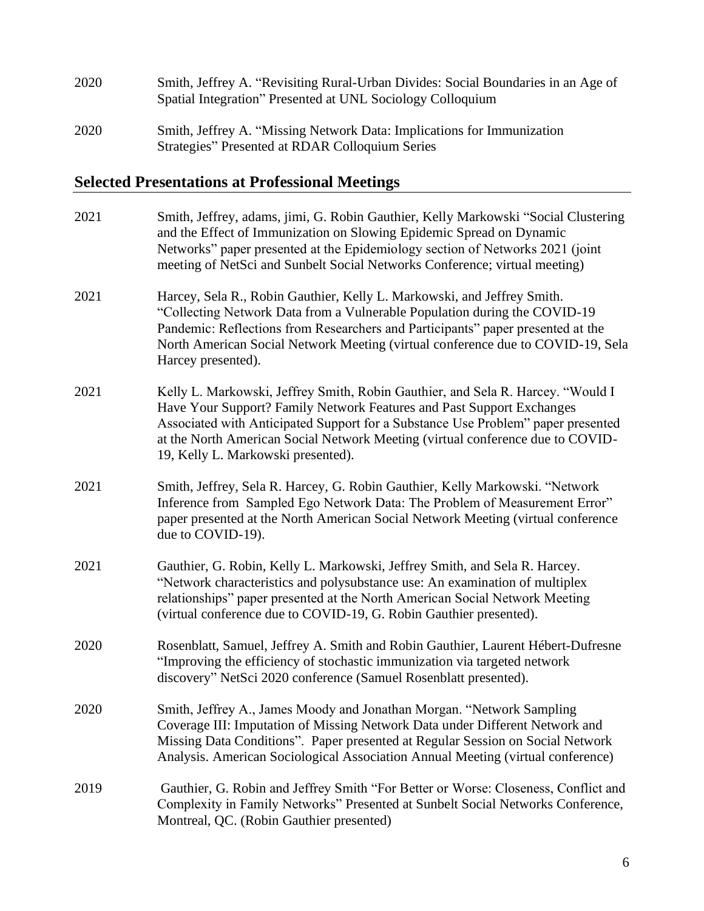2020 Smith, Jeffrey A. "Revisiting Rural-Urban Divides: Social Boundaries in an Age of Spatial Integration" Presented at UNL Sociology Colloquium

2020 Smith, Jeffrey A. "Missing Network Data: Implications for Immunization Strategies" Presented at RDAR Colloquium Series

## Selected Presentations at Professional Meetings

2021 Smith, Jeffrey, adams, jimi, G. Robin Gauthier, Kelly Markowski "Social Clustering and the Effect of Immunization on Slowing Epidemic Spread on Dynamic Networks" paper presented at the Epidemiology section of Networks 2021 (joint meeting of NetSci and Sunbelt Social Networks Conference; virtual meeting)

2021 Harcey, Sela R., Robin Gauthier, Kelly L. Markowski, and Jeffrey Smith. "Collecting Network Data from a Vulnerable Population during the COVID-19 Pandemic: Reflections from Researchers and Participants" paper presented at the North American Social Network Meeting (virtual conference due to COVID-19, Sela Harcey presented).

2021 Kelly L. Markowski, Jeffrey Smith, Robin Gauthier, and Sela R. Harcey. "Would I Have Your Support? Family Network Features and Past Support Exchanges Associated with Anticipated Support for a Substance Use Problem" paper presented at the North American Social Network Meeting (virtual conference due to COVID-19, Kelly L. Markowski presented).

2021 Smith, Jeffrey, Sela R. Harcey, G. Robin Gauthier, Kelly Markowski. "Network Inference from Sampled Ego Network Data: The Problem of Measurement Error" paper presented at the North American Social Network Meeting (virtual conference due to COVID-19).

2021 Gauthier, G. Robin, Kelly L. Markowski, Jeffrey Smith, and Sela R. Harcey. "Network characteristics and polysubstance use: An examination of multiplex relationships" paper presented at the North American Social Network Meeting (virtual conference due to COVID-19, G. Robin Gauthier presented).

2020 Rosenblatt, Samuel, Jeffrey A. Smith and Robin Gauthier, Laurent Hébert-Dufresne "Improving the efficiency of stochastic immunization via targeted network discovery" NetSci 2020 conference (Samuel Rosenblatt presented).

2020 Smith, Jeffrey A., James Moody and Jonathan Morgan. "Network Sampling Coverage III: Imputation of Missing Network Data under Different Network and Missing Data Conditions". Paper presented at Regular Session on Social Network Analysis. American Sociological Association Annual Meeting (virtual conference)

2019 Gauthier, G. Robin and Jeffrey Smith "For Better or Worse: Closeness, Conflict and Complexity in Family Networks" Presented at Sunbelt Social Networks Conference, Montreal, QC. (Robin Gauthier presented)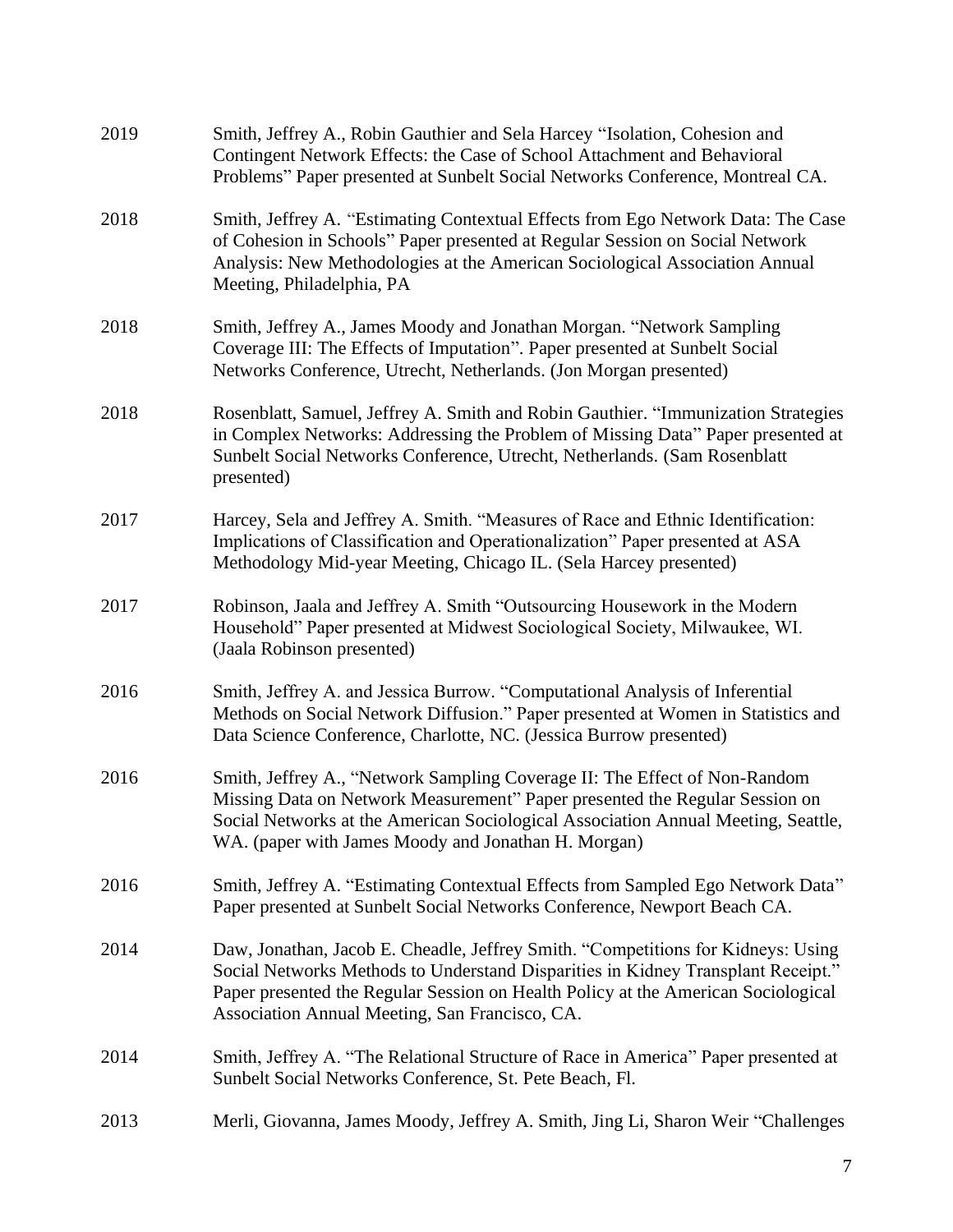2019 Smith, Jeffrey A., Robin Gauthier and Sela Harcey "Isolation, Cohesion and Contingent Network Effects: the Case of School Attachment and Behavioral Problems" Paper presented at Sunbelt Social Networks Conference, Montreal CA.

2018 Smith, Jeffrey A. "Estimating Contextual Effects from Ego Network Data: The Case of Cohesion in Schools" Paper presented at Regular Session on Social Network Analysis: New Methodologies at the American Sociological Association Annual Meeting, Philadelphia, PA

2018 Smith, Jeffrey A., James Moody and Jonathan Morgan. "Network Sampling Coverage III: The Effects of Imputation". Paper presented at Sunbelt Social Networks Conference, Utrecht, Netherlands. (Jon Morgan presented)

2018 Rosenblatt, Samuel, Jeffrey A. Smith and Robin Gauthier. "Immunization Strategies in Complex Networks: Addressing the Problem of Missing Data" Paper presented at Sunbelt Social Networks Conference, Utrecht, Netherlands. (Sam Rosenblatt presented)

2017 Harcey, Sela and Jeffrey A. Smith. "Measures of Race and Ethnic Identification: Implications of Classification and Operationalization" Paper presented at ASA Methodology Mid-year Meeting, Chicago IL. (Sela Harcey presented)

2017 Robinson, Jaala and Jeffrey A. Smith "Outsourcing Housework in the Modern Household" Paper presented at Midwest Sociological Society, Milwaukee, WI. (Jaala Robinson presented)

2016 Smith, Jeffrey A. and Jessica Burrow. "Computational Analysis of Inferential Methods on Social Network Diffusion." Paper presented at Women in Statistics and Data Science Conference, Charlotte, NC. (Jessica Burrow presented)

2016 Smith, Jeffrey A., "Network Sampling Coverage II: The Effect of Non-Random Missing Data on Network Measurement" Paper presented the Regular Session on Social Networks at the American Sociological Association Annual Meeting, Seattle, WA. (paper with James Moody and Jonathan H. Morgan)

2016 Smith, Jeffrey A. "Estimating Contextual Effects from Sampled Ego Network Data" Paper presented at Sunbelt Social Networks Conference, Newport Beach CA.

2014 Daw, Jonathan, Jacob E. Cheadle, Jeffrey Smith. "Competitions for Kidneys: Using Social Networks Methods to Understand Disparities in Kidney Transplant Receipt." Paper presented the Regular Session on Health Policy at the American Sociological Association Annual Meeting, San Francisco, CA.

2014 Smith, Jeffrey A. "The Relational Structure of Race in America" Paper presented at Sunbelt Social Networks Conference, St. Pete Beach, Fl.

2013 Merli, Giovanna, James Moody, Jeffrey A. Smith, Jing Li, Sharon Weir "Challenges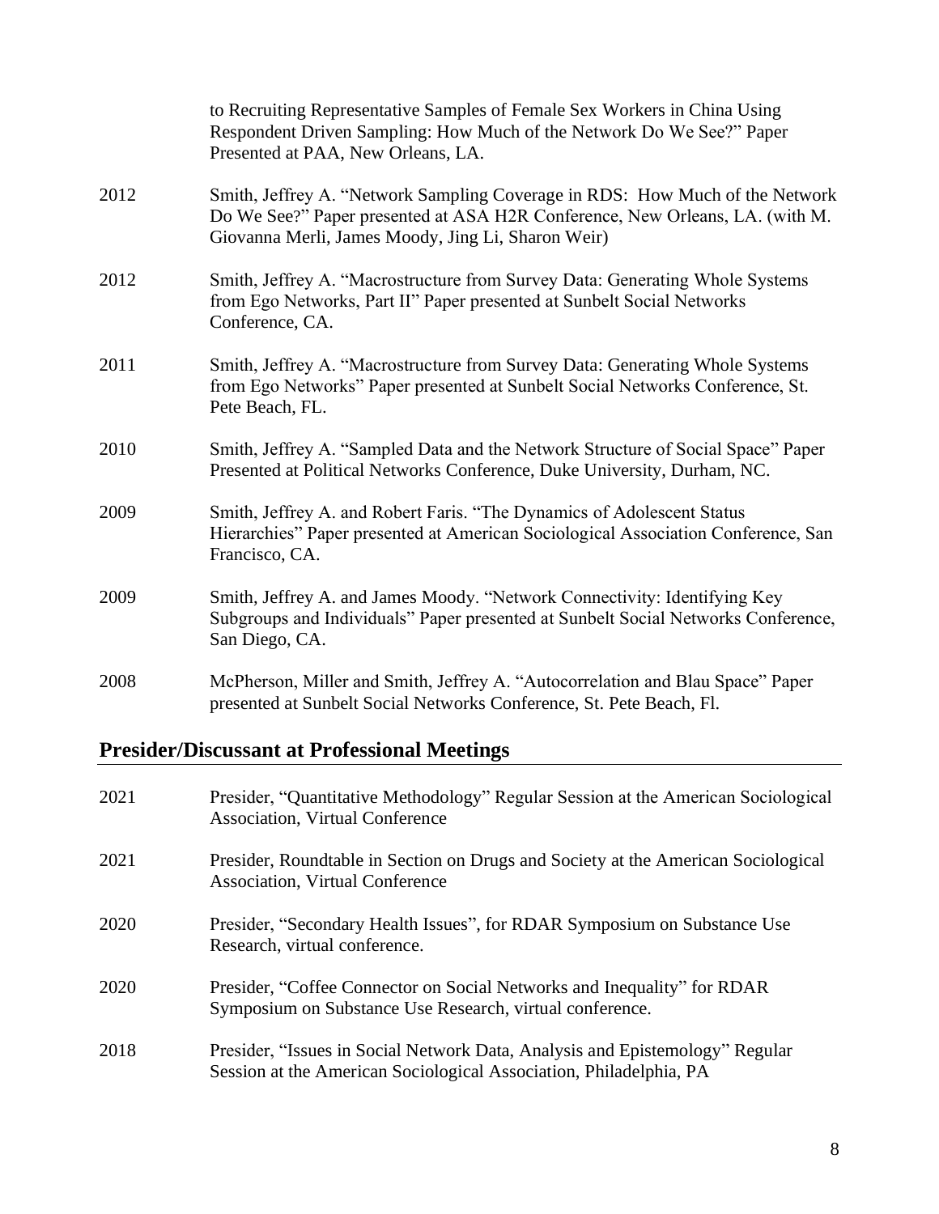to Recruiting Representative Samples of Female Sex Workers in China Using Respondent Driven Sampling: How Much of the Network Do We See?" Paper Presented at PAA, New Orleans, LA.

2012 Smith, Jeffrey A. "Network Sampling Coverage in RDS: How Much of the Network Do We See?" Paper presented at ASA H2R Conference, New Orleans, LA. (with M. Giovanna Merli, James Moody, Jing Li, Sharon Weir)

2012 Smith, Jeffrey A. "Macrostructure from Survey Data: Generating Whole Systems from Ego Networks, Part II" Paper presented at Sunbelt Social Networks Conference, CA.

2011 Smith, Jeffrey A. "Macrostructure from Survey Data: Generating Whole Systems from Ego Networks" Paper presented at Sunbelt Social Networks Conference, St. Pete Beach, FL.

2010 Smith, Jeffrey A. "Sampled Data and the Network Structure of Social Space" Paper Presented at Political Networks Conference, Duke University, Durham, NC.

2009 Smith, Jeffrey A. and Robert Faris. "The Dynamics of Adolescent Status Hierarchies" Paper presented at American Sociological Association Conference, San Francisco, CA.

2009 Smith, Jeffrey A. and James Moody. "Network Connectivity: Identifying Key Subgroups and Individuals" Paper presented at Sunbelt Social Networks Conference, San Diego, CA.

2008 McPherson, Miller and Smith, Jeffrey A. "Autocorrelation and Blau Space" Paper presented at Sunbelt Social Networks Conference, St. Pete Beach, Fl.

## Presider/Discussant at Professional Meetings

2021 Presider, "Quantitative Methodology" Regular Session at the American Sociological Association, Virtual Conference

2021 Presider, Roundtable in Section on Drugs and Society at the American Sociological Association, Virtual Conference

2020 Presider, "Secondary Health Issues", for RDAR Symposium on Substance Use Research, virtual conference.

2020 Presider, "Coffee Connector on Social Networks and Inequality" for RDAR Symposium on Substance Use Research, virtual conference.

2018 Presider, "Issues in Social Network Data, Analysis and Epistemology" Regular Session at the American Sociological Association, Philadelphia, PA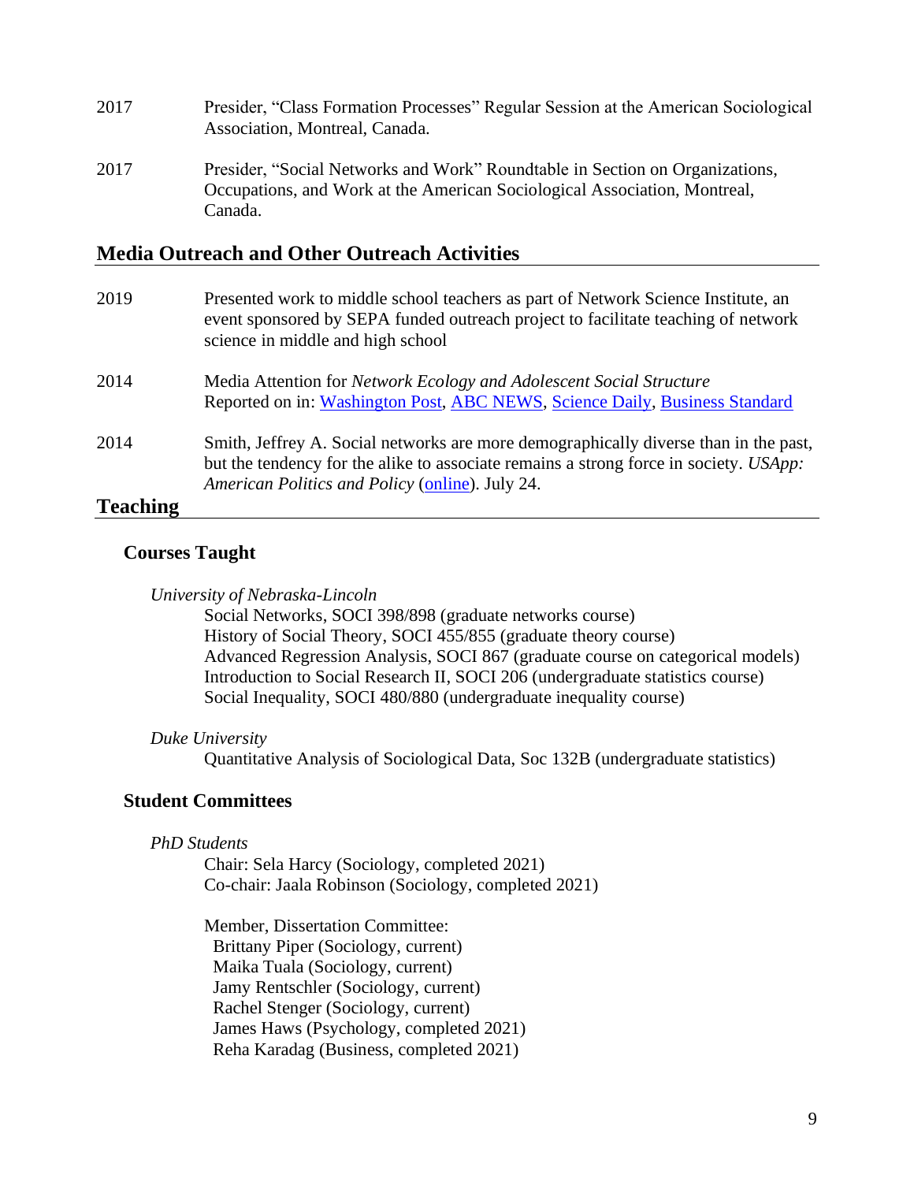2017 Presider, "Class Formation Processes" Regular Session at the American Sociological Association, Montreal, Canada.

2017 Presider, "Social Networks and Work" Roundtable in Section on Organizations, Occupations, and Work at the American Sociological Association, Montreal, Canada.

## Media Outreach and Other Outreach Activities

2019 Presented work to middle school teachers as part of Network Science Institute, an event sponsored by SEPA funded outreach project to facilitate teaching of network science in middle and high school

2014 Media Attention for *Network Ecology and Adolescent Social Structure*
Reported on in: Washington Post, ABC NEWS, Science Daily, Business Standard

2014 Smith, Jeffrey A. Social networks are more demographically diverse than in the past, but the tendency for the alike to associate remains a strong force in society. *USApp: American Politics and Policy* (online). July 24.

## Teaching

### Courses Taught

*University of Nebraska-Lincoln*

Social Networks, SOCI 398/898 (graduate networks course)
History of Social Theory, SOCI 455/855 (graduate theory course)
Advanced Regression Analysis, SOCI 867 (graduate course on categorical models)
Introduction to Social Research II, SOCI 206 (undergraduate statistics course)
Social Inequality, SOCI 480/880 (undergraduate inequality course)

*Duke University*

Quantitative Analysis of Sociological Data, Soc 132B (undergraduate statistics)

### Student Committees

*PhD Students*

Chair: Sela Harcy (Sociology, completed 2021)
Co-chair: Jaala Robinson (Sociology, completed 2021)

Member, Dissertation Committee:
Brittany Piper (Sociology, current)
Maika Tuala (Sociology, current)
Jamy Rentschler (Sociology, current)
Rachel Stenger (Sociology, current)
James Haws (Psychology, completed 2021)
Reha Karadag (Business, completed 2021)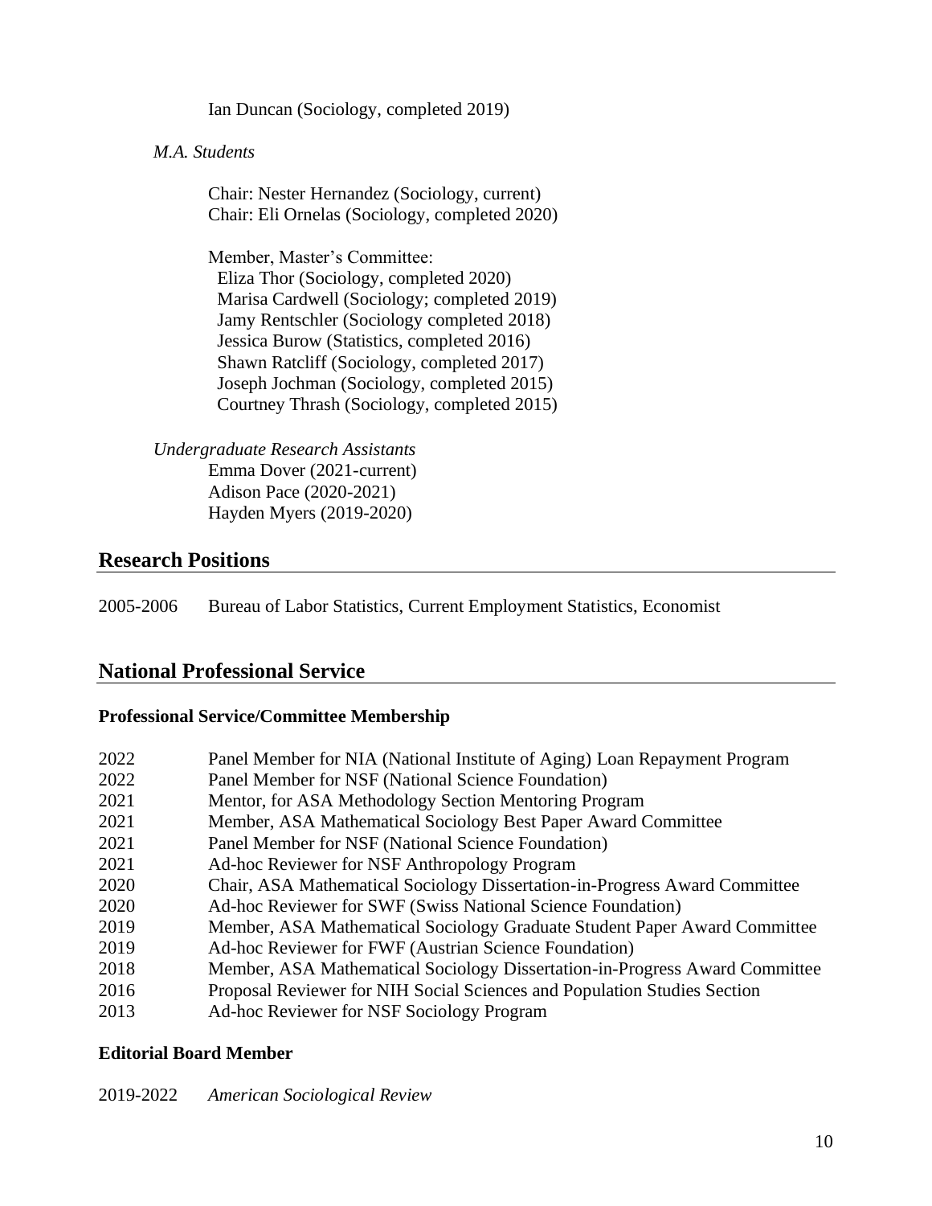Ian Duncan (Sociology, completed 2019)

*M.A. Students*

Chair: Nester Hernandez (Sociology, current)
Chair: Eli Ornelas (Sociology, completed 2020)

Member, Master's Committee:
Eliza Thor (Sociology, completed 2020)
Marisa Cardwell (Sociology; completed 2019)
Jamy Rentschler (Sociology completed 2018)
Jessica Burow (Statistics, completed 2016)
Shawn Ratcliff (Sociology, completed 2017)
Joseph Jochman (Sociology, completed 2015)
Courtney Thrash (Sociology, completed 2015)

*Undergraduate Research Assistants*
Emma Dover (2021-current)
Adison Pace (2020-2021)
Hayden Myers (2019-2020)

## Research Positions

2005-2006 Bureau of Labor Statistics, Current Employment Statistics, Economist

## National Professional Service

### Professional Service/Committee Membership

2022 Panel Member for NIA (National Institute of Aging) Loan Repayment Program
2022 Panel Member for NSF (National Science Foundation)
2021 Mentor, for ASA Methodology Section Mentoring Program
2021 Member, ASA Mathematical Sociology Best Paper Award Committee
2021 Panel Member for NSF (National Science Foundation)
2021 Ad-hoc Reviewer for NSF Anthropology Program
2020 Chair, ASA Mathematical Sociology Dissertation-in-Progress Award Committee
2020 Ad-hoc Reviewer for SWF (Swiss National Science Foundation)
2019 Member, ASA Mathematical Sociology Graduate Student Paper Award Committee
2019 Ad-hoc Reviewer for FWF (Austrian Science Foundation)
2018 Member, ASA Mathematical Sociology Dissertation-in-Progress Award Committee
2016 Proposal Reviewer for NIH Social Sciences and Population Studies Section
2013 Ad-hoc Reviewer for NSF Sociology Program

### Editorial Board Member

2019-2022 *American Sociological Review*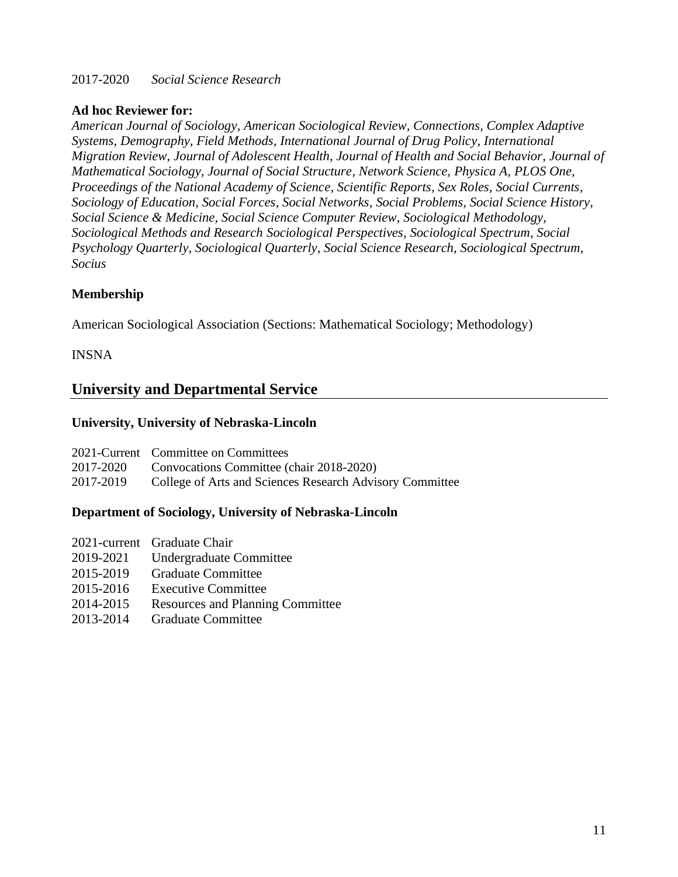2017-2020 *Social Science Research*

**Ad hoc Reviewer for:**

*American Journal of Sociology, American Sociological Review, Connections, Complex Adaptive Systems, Demography, Field Methods, International Journal of Drug Policy, International Migration Review, Journal of Adolescent Health, Journal of Health and Social Behavior, Journal of Mathematical Sociology, Journal of Social Structure, Network Science, Physica A, PLOS One, Proceedings of the National Academy of Science, Scientific Reports, Sex Roles, Social Currents, Sociology of Education, Social Forces, Social Networks, Social Problems, Social Science History, Social Science & Medicine, Social Science Computer Review, Sociological Methodology, Sociological Methods and Research Sociological Perspectives, Sociological Spectrum, Social Psychology Quarterly, Sociological Quarterly, Social Science Research, Sociological Spectrum, Socius*

**Membership**

American Sociological Association (Sections: Mathematical Sociology; Methodology)

INSNA

## University and Departmental Service

**University, University of Nebraska-Lincoln**

2021-Current Committee on Committees
2017-2020 Convocations Committee (chair 2018-2020)
2017-2019 College of Arts and Sciences Research Advisory Committee

**Department of Sociology, University of Nebraska-Lincoln**

2021-current Graduate Chair
2019-2021 Undergraduate Committee
2015-2019 Graduate Committee
2015-2016 Executive Committee
2014-2015 Resources and Planning Committee
2013-2014 Graduate Committee